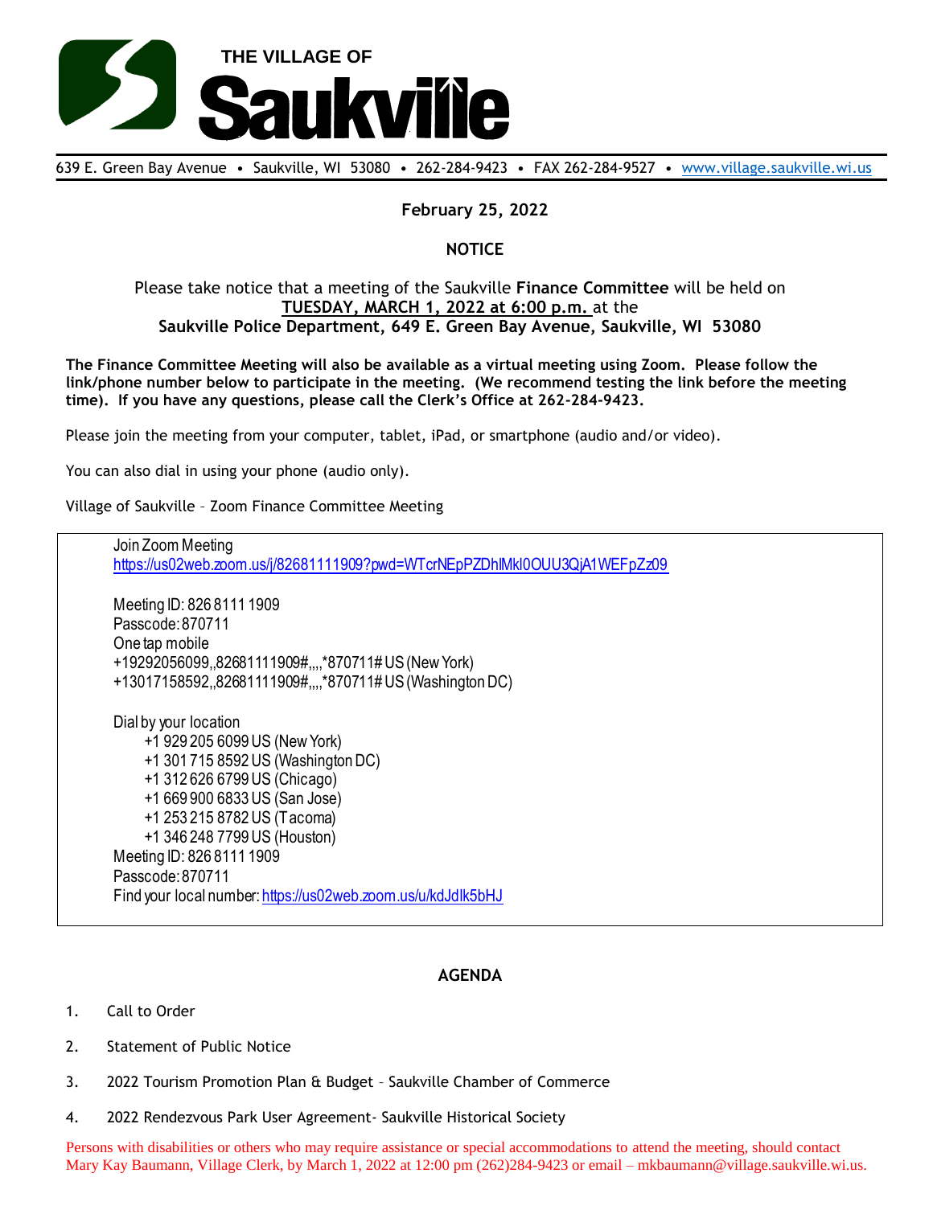# THE VILLAGE OF Saukville

639 E. Green Bay Avenue • Saukville, WI 53080 • 262-284-9423 • FAX 262-284-9527 • www.village.saukville.wi.us

**February 25, 2022**

**NOTICE**

Please take notice that a meeting of the Saukville **Finance Committee** will be held on **TUESDAY, MARCH 1, 2022 at 6:00 p.m.** at the **Saukville Police Department, 649 E. Green Bay Avenue, Saukville, WI 53080**

**The Finance Committee Meeting will also be available as a virtual meeting using Zoom. Please follow the link/phone number below to participate in the meeting. (We recommend testing the link before the meeting time). If you have any questions, please call the Clerk's Office at 262-284-9423.**

Please join the meeting from your computer, tablet, iPad, or smartphone (audio and/or video).

You can also dial in using your phone (audio only).

Village of Saukville – Zoom Finance Committee Meeting

Join Zoom Meeting
https://us02web.zoom.us/j/82681111909?pwd=WTcrNEpPZDhlMkl0OUU3QjA1WEFpZz09

Meeting ID: 826 8111 1909
Passcode: 870711
One tap mobile
+19292056099,,82681111909#,,,,*870711# US (New York)
+13017158592,,82681111909#,,,,*870711# US (Washington DC)

Dial by your location
- +1 929 205 6099 US (New York)
- +1 301 715 8592 US (Washington DC)
- +1 312 626 6799 US (Chicago)
- +1 669 900 6833 US (San Jose)
- +1 253 215 8782 US (Tacoma)
- +1 346 248 7799 US (Houston)

Meeting ID: 826 8111 1909
Passcode: 870711
Find your local number: https://us02web.zoom.us/u/kdJdlk5bHJ

**AGENDA**

1. Call to Order
2. Statement of Public Notice
3. 2022 Tourism Promotion Plan & Budget – Saukville Chamber of Commerce
4. 2022 Rendezvous Park User Agreement- Saukville Historical Society

Persons with disabilities or others who may require assistance or special accommodations to attend the meeting, should contact Mary Kay Baumann, Village Clerk, by March 1, 2022 at 12:00 pm (262)284-9423 or email – mkbaumann@village.saukville.wi.us.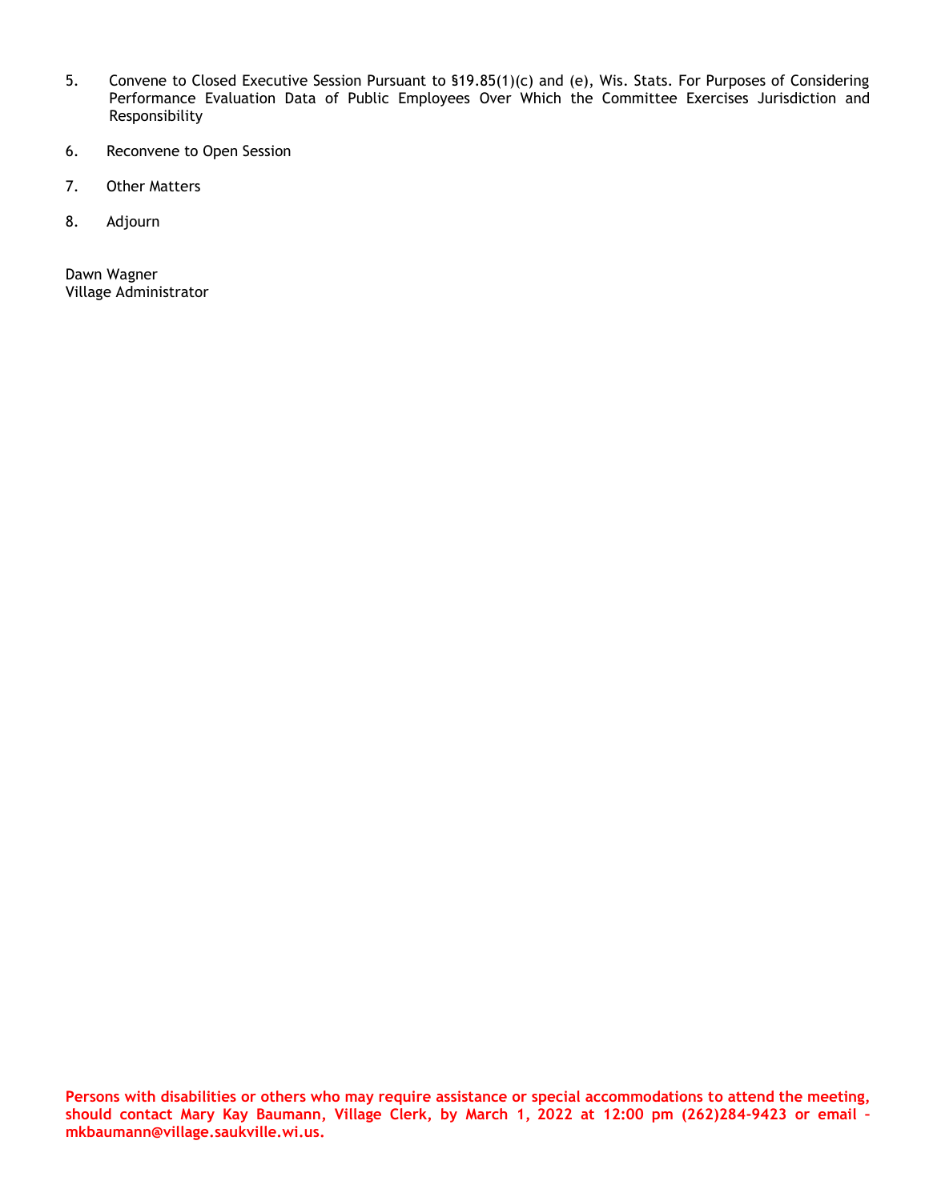5. Convene to Closed Executive Session Pursuant to §19.85(1)(c) and (e), Wis. Stats. For Purposes of Considering Performance Evaluation Data of Public Employees Over Which the Committee Exercises Jurisdiction and Responsibility

6. Reconvene to Open Session

7. Other Matters

8. Adjourn

Dawn Wagner
Village Administrator

**Persons with disabilities or others who may require assistance or special accommodations to attend the meeting, should contact Mary Kay Baumann, Village Clerk, by March 1, 2022 at 12:00 pm (262)284-9423 or email – mkbaumann@village.saukville.wi.us.**